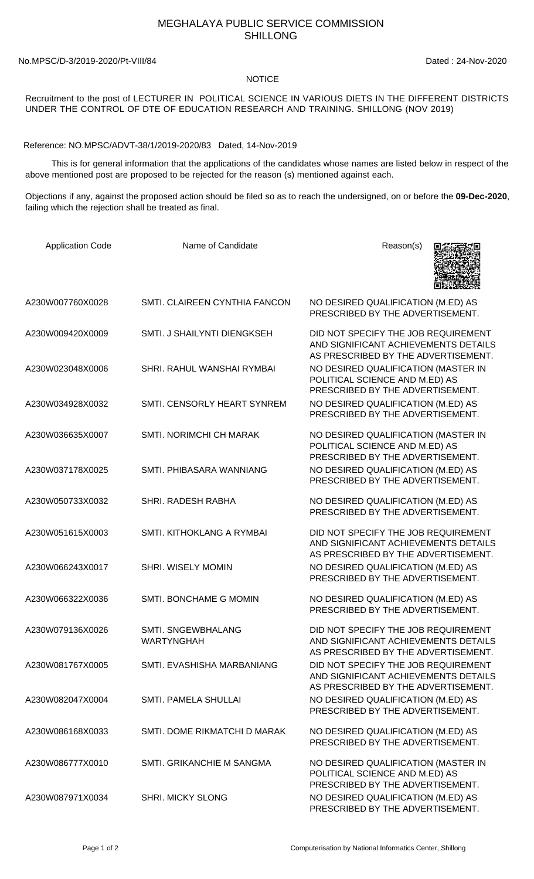# MEGHALAYA PUBLIC SERVICE COMMISSION
# SHILLONG

No.MPSC/D-3/2019-2020/Pt-VIII/84 Dated : 24-Nov-2020

## NOTICE

Recruitment to the post of LECTURER IN POLITICAL SCIENCE IN VARIOUS DIETS IN THE DIFFERENT DISTRICTS UNDER THE CONTROL OF DTE OF EDUCATION RESEARCH AND TRAINING. SHILLONG (NOV 2019)

Reference: NO.MPSC/ADVT-38/1/2019-2020/83 Dated, 14-Nov-2019

This is for general information that the applications of the candidates whose names are listed below in respect of the above mentioned post are proposed to be rejected for the reason (s) mentioned against each.

Objections if any, against the proposed action should be filed so as to reach the undersigned, on or before the **09-Dec-2020**, failing which the rejection shall be treated as final.

| Application Code | Name of Candidate | Reason(s) |
|---|---|---|
| A230W007760X0028 | SMTI. CLAIREEN CYNTHIA FANCON | NO DESIRED QUALIFICATION (M.ED) AS PRESCRIBED BY THE ADVERTISEMENT. |
| A230W009420X0009 | SMTI. J SHAILYNTI DIENGKSEH | DID NOT SPECIFY THE JOB REQUIREMENT AND SIGNIFICANT ACHIEVEMENTS DETAILS AS PRESCRIBED BY THE ADVERTISEMENT. |
| A230W023048X0006 | SHRI. RAHUL WANSHAI RYMBAI | NO DESIRED QUALIFICATION (MASTER IN POLITICAL SCIENCE AND M.ED) AS PRESCRIBED BY THE ADVERTISEMENT. |
| A230W034928X0032 | SMTI. CENSORLY HEART SYNREM | NO DESIRED QUALIFICATION (M.ED) AS PRESCRIBED BY THE ADVERTISEMENT. |
| A230W036635X0007 | SMTI. NORIMCHI CH MARAK | NO DESIRED QUALIFICATION (MASTER IN POLITICAL SCIENCE AND M.ED) AS PRESCRIBED BY THE ADVERTISEMENT. |
| A230W037178X0025 | SMTI. PHIBASARA WANNIANG | NO DESIRED QUALIFICATION (M.ED) AS PRESCRIBED BY THE ADVERTISEMENT. |
| A230W050733X0032 | SHRI. RADESH RABHA | NO DESIRED QUALIFICATION (M.ED) AS PRESCRIBED BY THE ADVERTISEMENT. |
| A230W051615X0003 | SMTI. KITHOKLANG A RYMBAI | DID NOT SPECIFY THE JOB REQUIREMENT AND SIGNIFICANT ACHIEVEMENTS DETAILS AS PRESCRIBED BY THE ADVERTISEMENT. |
| A230W066243X0017 | SHRI. WISELY MOMIN | NO DESIRED QUALIFICATION (M.ED) AS PRESCRIBED BY THE ADVERTISEMENT. |
| A230W066322X0036 | SMTI. BONCHAME G MOMIN | NO DESIRED QUALIFICATION (M.ED) AS PRESCRIBED BY THE ADVERTISEMENT. |
| A230W079136X0026 | SMTI. SNGEWBHALANG WARTYNGHAH | DID NOT SPECIFY THE JOB REQUIREMENT AND SIGNIFICANT ACHIEVEMENTS DETAILS AS PRESCRIBED BY THE ADVERTISEMENT. |
| A230W081767X0005 | SMTI. EVASHISHA MARBANIANG | DID NOT SPECIFY THE JOB REQUIREMENT AND SIGNIFICANT ACHIEVEMENTS DETAILS AS PRESCRIBED BY THE ADVERTISEMENT. |
| A230W082047X0004 | SMTI. PAMELA SHULLAI | NO DESIRED QUALIFICATION (M.ED) AS PRESCRIBED BY THE ADVERTISEMENT. |
| A230W086168X0033 | SMTI. DOME RIKMATCHI D MARAK | NO DESIRED QUALIFICATION (M.ED) AS PRESCRIBED BY THE ADVERTISEMENT. |
| A230W086777X0010 | SMTI. GRIKANCHIE M SANGMA | NO DESIRED QUALIFICATION (MASTER IN POLITICAL SCIENCE AND M.ED) AS PRESCRIBED BY THE ADVERTISEMENT. |
| A230W087971X0034 | SHRI. MICKY SLONG | NO DESIRED QUALIFICATION (M.ED) AS PRESCRIBED BY THE ADVERTISEMENT. |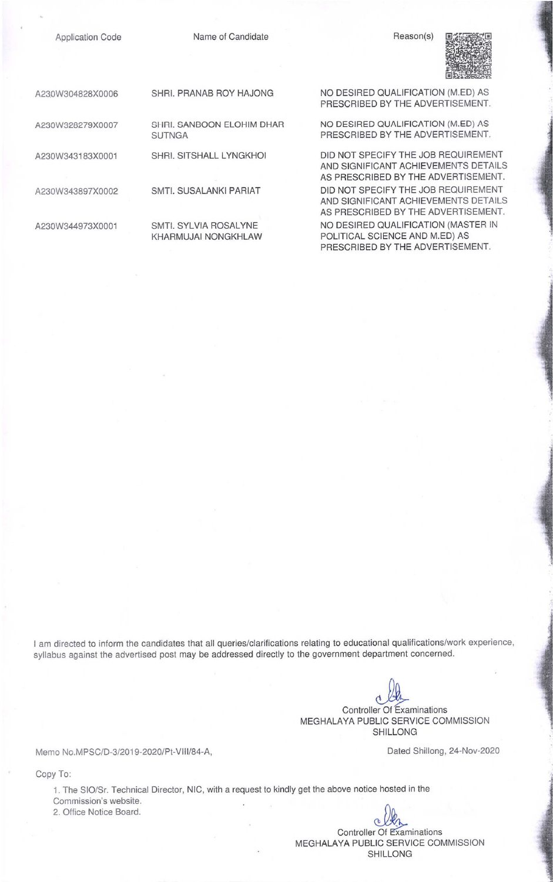| Application Code | Name of Candidate | Reason(s) |
| --- | --- | --- |
| A230W304828X0006 | SHRI. PRANAB ROY HAJONG | NO DESIRED QUALIFICATION (M.ED) AS PRESCRIBED BY THE ADVERTISEMENT. |
| A230W328279X0007 | SHRI. SANBOON ELOHIM DHAR SUTNGA | NO DESIRED QUALIFICATION (M.ED) AS PRESCRIBED BY THE ADVERTISEMENT. |
| A230W343183X0001 | SHRI. SITSHALL LYNGKHOI | DID NOT SPECIFY THE JOB REQUIREMENT AND SIGNIFICANT ACHIEVEMENTS DETAILS AS PRESCRIBED BY THE ADVERTISEMENT. |
| A230W343897X0002 | SMTI. SUSALANKI PARIAT | DID NOT SPECIFY THE JOB REQUIREMENT AND SIGNIFICANT ACHIEVEMENTS DETAILS AS PRESCRIBED BY THE ADVERTISEMENT. |
| A230W344973X0001 | SMTI. SYLVIA ROSALYNE KHARMUJAI NONGKHLAW | NO DESIRED QUALIFICATION (MASTER IN POLITICAL SCIENCE AND M.ED) AS PRESCRIBED BY THE ADVERTISEMENT. |

I am directed to inform the candidates that all queries/clarifications relating to educational qualifications/work experience, syllabus against the advertised post may be addressed directly to the government department concerned.

Controller Of Examinations
MEGHALAYA PUBLIC SERVICE COMMISSION
SHILLONG

Memo No.MPSC/D-3/2019-2020/Pt-VIII/84-A,

Dated Shillong, 24-Nov-2020

Copy To:

1. The SIO/Sr. Technical Director, NIC, with a request to kindly get the above notice hosted in the Commission's website.
2. Office Notice Board.

Controller Of Examinations
MEGHALAYA PUBLIC SERVICE COMMISSION
SHILLONG